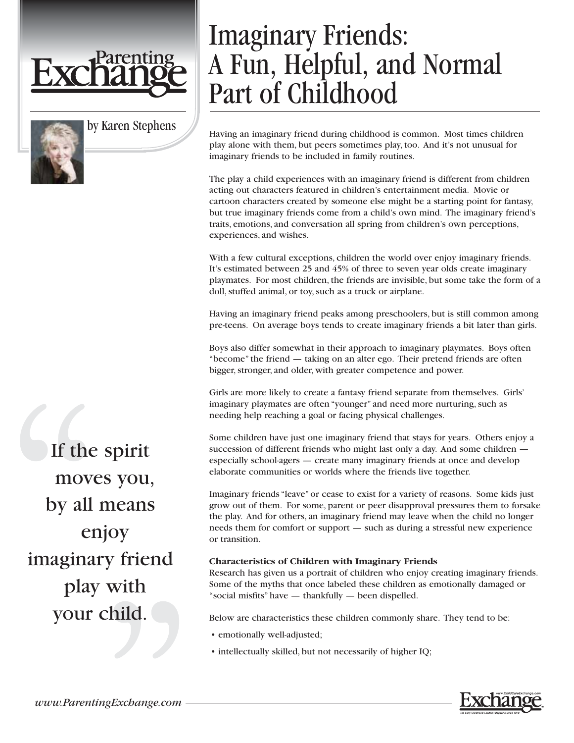# Imaginary Friends: A Fun, Helpful, and Normal Part of Childhood

by Karen Stephens

Having an imaginary friend during childhood is common. Most times children play alone with them, but peers sometimes play, too. And it's not unusual for imaginary friends to be included in family routines.

The play a child experiences with an imaginary friend is different from children acting out characters featured in children's entertainment media. Movie or cartoon characters created by someone else might be a starting point for fantasy, but true imaginary friends come from a child's own mind. The imaginary friend's traits, emotions, and conversation all spring from children's own perceptions, experiences, and wishes.

With a few cultural exceptions, children the world over enjoy imaginary friends. It's estimated between 25 and 45% of three to seven year olds create imaginary playmates. For most children, the friends are invisible, but some take the form of a doll, stuffed animal, or toy, such as a truck or airplane.

Having an imaginary friend peaks among preschoolers, but is still common among pre-teens. On average boys tends to create imaginary friends a bit later than girls.

Boys also differ somewhat in their approach to imaginary playmates. Boys often "become" the friend — taking on an alter ego. Their pretend friends are often bigger, stronger, and older, with greater competence and power.

Girls are more likely to create a fantasy friend separate from themselves. Girls' imaginary playmates are often "younger" and need more nurturing, such as needing help reaching a goal or facing physical challenges.

Some children have just one imaginary friend that stays for years. Others enjoy a succession of different friends who might last only a day. And some children — especially school-agers — create many imaginary friends at once and develop elaborate communities or worlds where the friends live together.

Imaginary friends "leave" or cease to exist for a variety of reasons. Some kids just grow out of them. For some, parent or peer disapproval pressures them to forsake the play. And for others, an imaginary friend may leave when the child no longer needs them for comfort or support — such as during a stressful new experience or transition.

> "If the spirit moves you, by all means enjoy imaginary friend play with your child."

**Characteristics of Children with Imaginary Friends**

Research has given us a portrait of children who enjoy creating imaginary friends. Some of the myths that once labeled these children as emotionally damaged or "social misfits" have — thankfully — been dispelled.

Below are characteristics these children commonly share. They tend to be:

- emotionally well-adjusted;
- intellectually skilled, but not necessarily of higher IQ;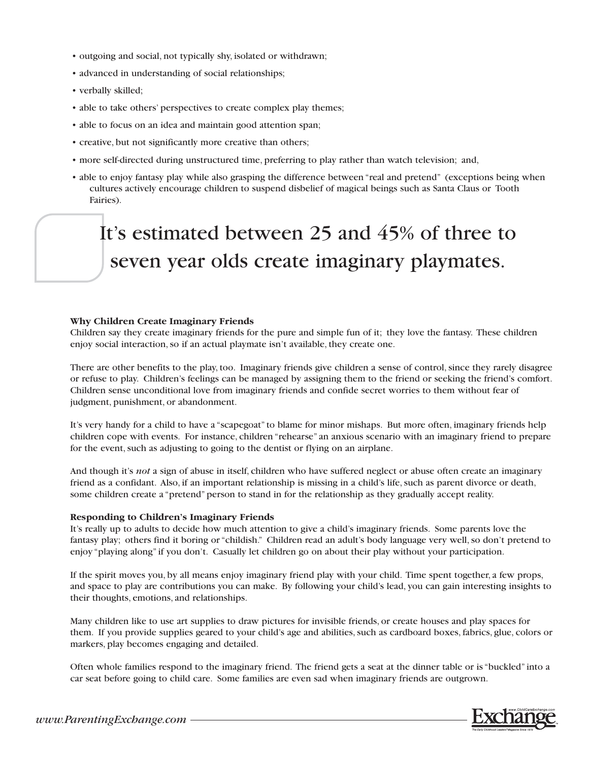- outgoing and social, not typically shy, isolated or withdrawn;
- advanced in understanding of social relationships;
- verbally skilled;
- able to take others' perspectives to create complex play themes;
- able to focus on an idea and maintain good attention span;
- creative, but not significantly more creative than others;
- more self-directed during unstructured time, preferring to play rather than watch television; and,
- able to enjoy fantasy play while also grasping the difference between "real and pretend" (exceptions being when cultures actively encourage children to suspend disbelief of magical beings such as Santa Claus or Tooth Fairies).

> It's estimated between 25 and 45% of three to seven year olds create imaginary playmates.

**Why Children Create Imaginary Friends**

Children say they create imaginary friends for the pure and simple fun of it; they love the fantasy. These children enjoy social interaction, so if an actual playmate isn't available, they create one.

There are other benefits to the play, too. Imaginary friends give children a sense of control, since they rarely disagree or refuse to play. Children's feelings can be managed by assigning them to the friend or seeking the friend's comfort. Children sense unconditional love from imaginary friends and confide secret worries to them without fear of judgment, punishment, or abandonment.

It's very handy for a child to have a "scapegoat" to blame for minor mishaps. But more often, imaginary friends help children cope with events. For instance, children "rehearse" an anxious scenario with an imaginary friend to prepare for the event, such as adjusting to going to the dentist or flying on an airplane.

And though it's *not* a sign of abuse in itself, children who have suffered neglect or abuse often create an imaginary friend as a confidant. Also, if an important relationship is missing in a child's life, such as parent divorce or death, some children create a "pretend" person to stand in for the relationship as they gradually accept reality.

**Responding to Children's Imaginary Friends**

It's really up to adults to decide how much attention to give a child's imaginary friends. Some parents love the fantasy play; others find it boring or "childish." Children read an adult's body language very well, so don't pretend to enjoy "playing along" if you don't. Casually let children go on about their play without your participation.

If the spirit moves you, by all means enjoy imaginary friend play with your child. Time spent together, a few props, and space to play are contributions you can make. By following your child's lead, you can gain interesting insights to their thoughts, emotions, and relationships.

Many children like to use art supplies to draw pictures for invisible friends, or create houses and play spaces for them. If you provide supplies geared to your child's age and abilities, such as cardboard boxes, fabrics, glue, colors or markers, play becomes engaging and detailed.

Often whole families respond to the imaginary friend. The friend gets a seat at the dinner table or is "buckled" into a car seat before going to child care. Some families are even sad when imaginary friends are outgrown.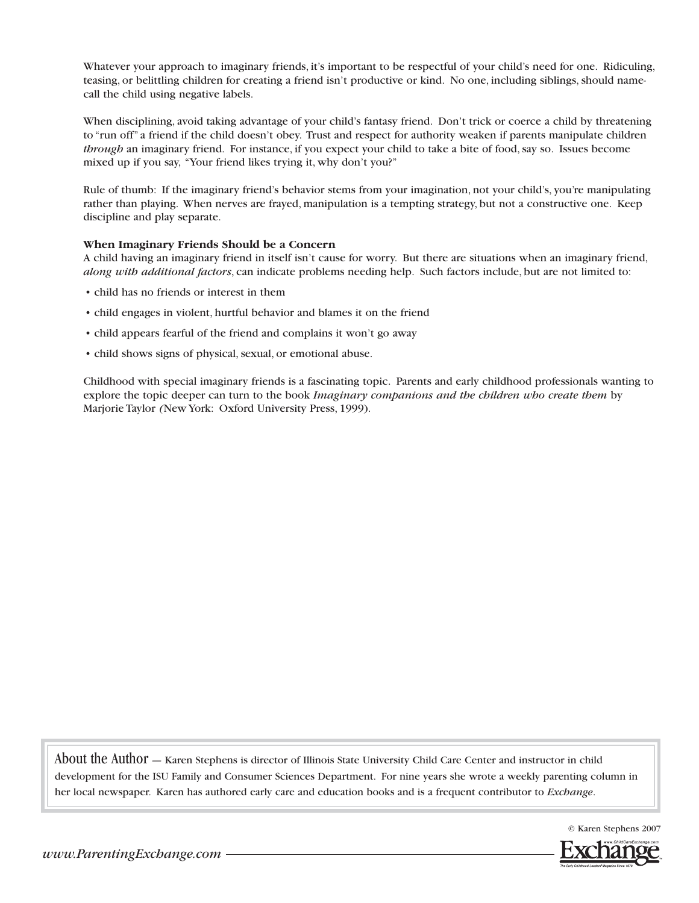Whatever your approach to imaginary friends, it's important to be respectful of your child's need for one. Ridiculing, teasing, or belittling children for creating a friend isn't productive or kind. No one, including siblings, should name-call the child using negative labels.

When disciplining, avoid taking advantage of your child's fantasy friend. Don't trick or coerce a child by threatening to "run off" a friend if the child doesn't obey. Trust and respect for authority weaken if parents manipulate children *through* an imaginary friend. For instance, if you expect your child to take a bite of food, say so. Issues become mixed up if you say, "Your friend likes trying it, why don't you?"

Rule of thumb: If the imaginary friend's behavior stems from your imagination, not your child's, you're manipulating rather than playing. When nerves are frayed, manipulation is a tempting strategy, but not a constructive one. Keep discipline and play separate.

**When Imaginary Friends Should be a Concern**

A child having an imaginary friend in itself isn't cause for worry. But there are situations when an imaginary friend, *along with additional factors*, can indicate problems needing help. Such factors include, but are not limited to:

- child has no friends or interest in them
- child engages in violent, hurtful behavior and blames it on the friend
- child appears fearful of the friend and complains it won't go away
- child shows signs of physical, sexual, or emotional abuse.

Childhood with special imaginary friends is a fascinating topic. Parents and early childhood professionals wanting to explore the topic deeper can turn to the book *Imaginary companions and the children who create them* by Marjorie Taylor (New York: Oxford University Press, 1999).

About the Author — Karen Stephens is director of Illinois State University Child Care Center and instructor in child development for the ISU Family and Consumer Sciences Department. For nine years she wrote a weekly parenting column in her local newspaper. Karen has authored early care and education books and is a frequent contributor to *Exchange*.

© Karen Stephens 2007